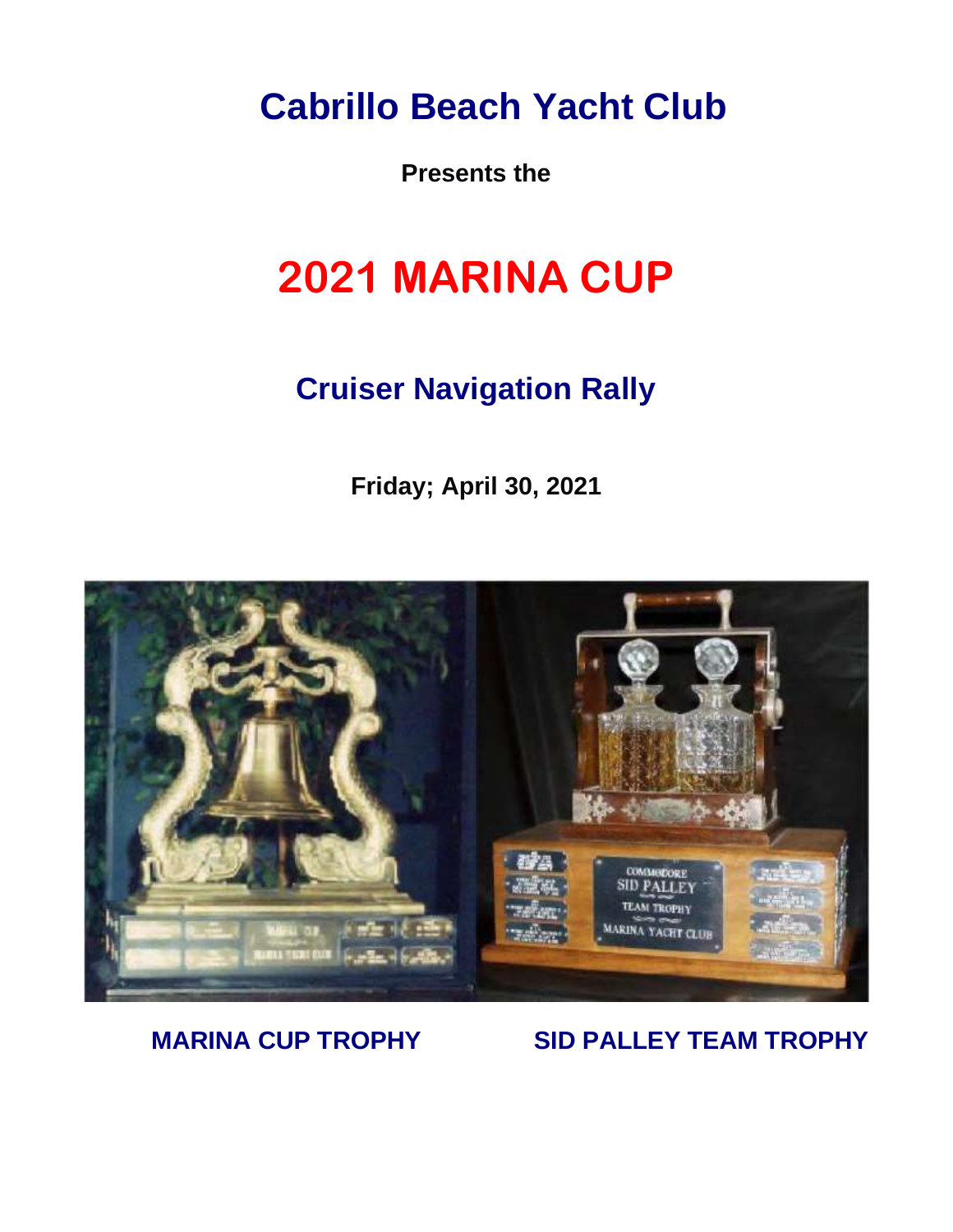# Cabrillo Beach Yacht Club

**Presents the**

# 2021 MARINA CUP

## Cruiser Navigation Rally

**Friday; April 30, 2021**

**MARINA CUP TROPHY** **SID PALLEY TEAM TROPHY**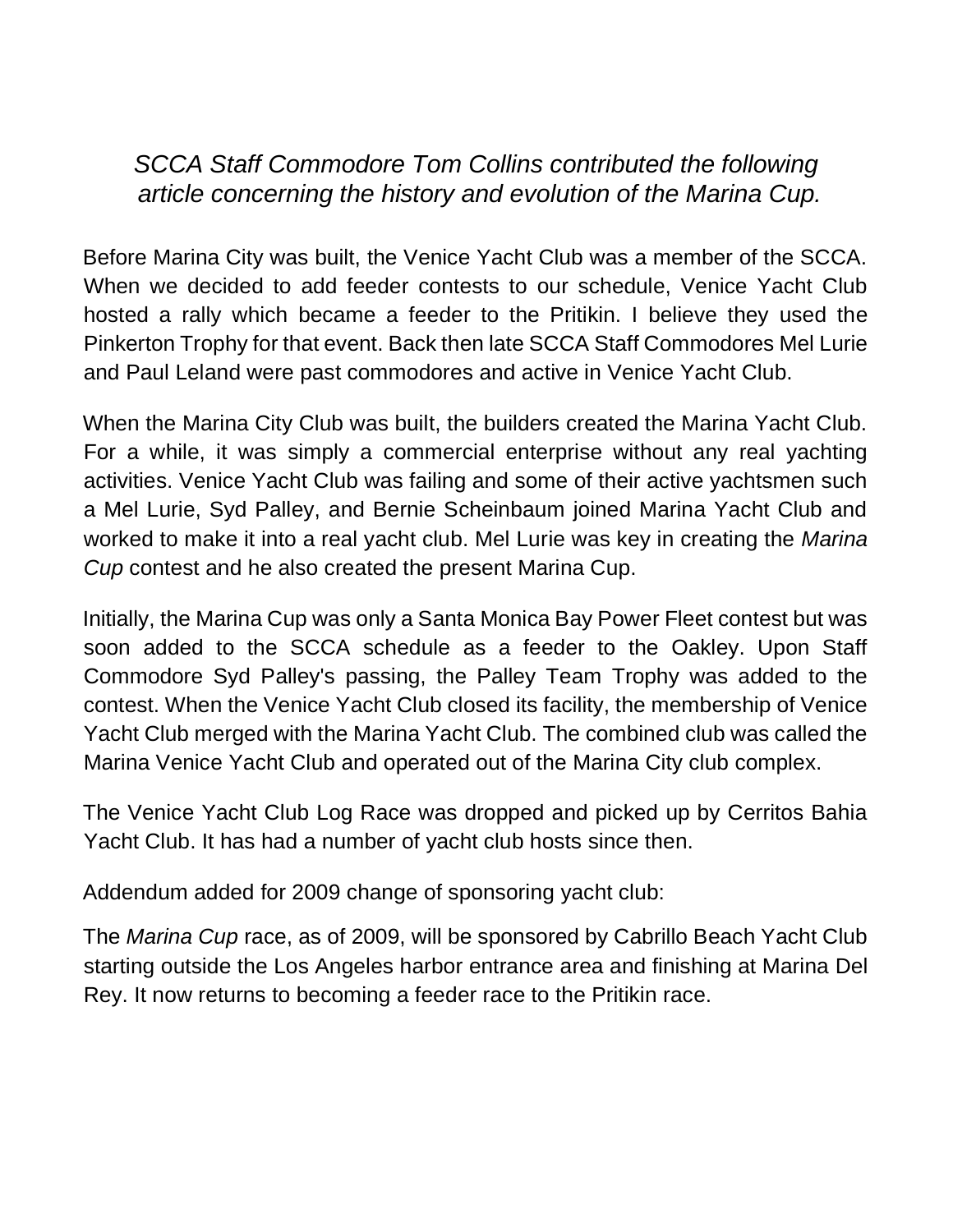*SCCA Staff Commodore Tom Collins contributed the following article concerning the history and evolution of the Marina Cup.*

Before Marina City was built, the Venice Yacht Club was a member of the SCCA. When we decided to add feeder contests to our schedule, Venice Yacht Club hosted a rally which became a feeder to the Pritikin. I believe they used the Pinkerton Trophy for that event. Back then late SCCA Staff Commodores Mel Lurie and Paul Leland were past commodores and active in Venice Yacht Club.

When the Marina City Club was built, the builders created the Marina Yacht Club. For a while, it was simply a commercial enterprise without any real yachting activities. Venice Yacht Club was failing and some of their active yachtsmen such a Mel Lurie, Syd Palley, and Bernie Scheinbaum joined Marina Yacht Club and worked to make it into a real yacht club. Mel Lurie was key in creating the *Marina Cup* contest and he also created the present Marina Cup.

Initially, the Marina Cup was only a Santa Monica Bay Power Fleet contest but was soon added to the SCCA schedule as a feeder to the Oakley. Upon Staff Commodore Syd Palley's passing, the Palley Team Trophy was added to the contest. When the Venice Yacht Club closed its facility, the membership of Venice Yacht Club merged with the Marina Yacht Club. The combined club was called the Marina Venice Yacht Club and operated out of the Marina City club complex.

The Venice Yacht Club Log Race was dropped and picked up by Cerritos Bahia Yacht Club. It has had a number of yacht club hosts since then.

Addendum added for 2009 change of sponsoring yacht club:

The *Marina Cup* race, as of 2009, will be sponsored by Cabrillo Beach Yacht Club starting outside the Los Angeles harbor entrance area and finishing at Marina Del Rey. It now returns to becoming a feeder race to the Pritikin race.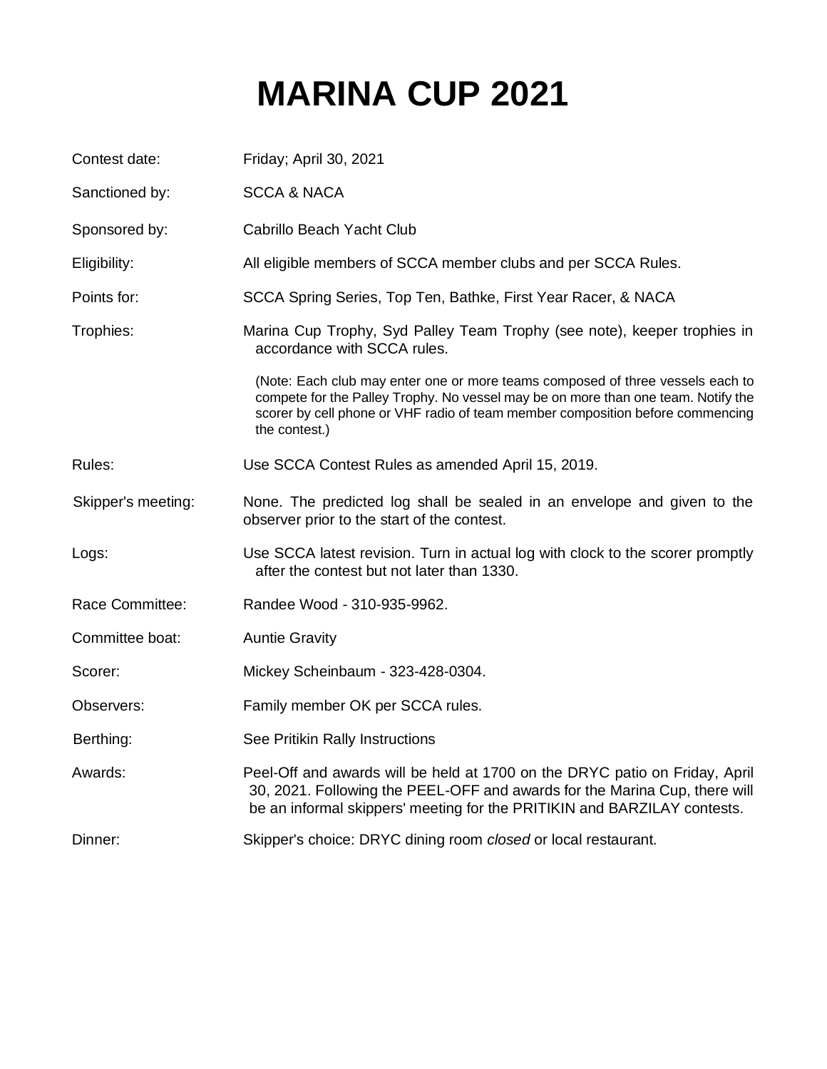# MARINA CUP 2021

| | |
|---|---|
| Contest date: | Friday; April 30, 2021 |
| Sanctioned by: | SCCA & NACA |
| Sponsored by: | Cabrillo Beach Yacht Club |
| Eligibility: | All eligible members of SCCA member clubs and per SCCA Rules. |
| Points for: | SCCA Spring Series, Top Ten, Bathke, First Year Racer, & NACA |
| Trophies: | Marina Cup Trophy, Syd Palley Team Trophy (see note), keeper trophies in accordance with SCCA rules.<br><br>(Note: Each club may enter one or more teams composed of three vessels each to compete for the Palley Trophy. No vessel may be on more than one team. Notify the scorer by cell phone or VHF radio of team member composition before commencing the contest.) |
| Rules: | Use SCCA Contest Rules as amended April 15, 2019. |
| Skipper's meeting: | None. The predicted log shall be sealed in an envelope and given to the observer prior to the start of the contest. |
| Logs: | Use SCCA latest revision. Turn in actual log with clock to the scorer promptly after the contest but not later than 1330. |
| Race Committee: | Randee Wood - 310-935-9962. |
| Committee boat: | Auntie Gravity |
| Scorer: | Mickey Scheinbaum - 323-428-0304. |
| Observers: | Family member OK per SCCA rules. |
| Berthing: | See Pritikin Rally Instructions |
| Awards: | Peel-Off and awards will be held at 1700 on the DRYC patio on Friday, April 30, 2021. Following the PEEL-OFF and awards for the Marina Cup, there will be an informal skippers' meeting for the PRITIKIN and BARZILAY contests. |
| Dinner: | Skipper's choice: DRYC dining room *closed* or local restaurant. |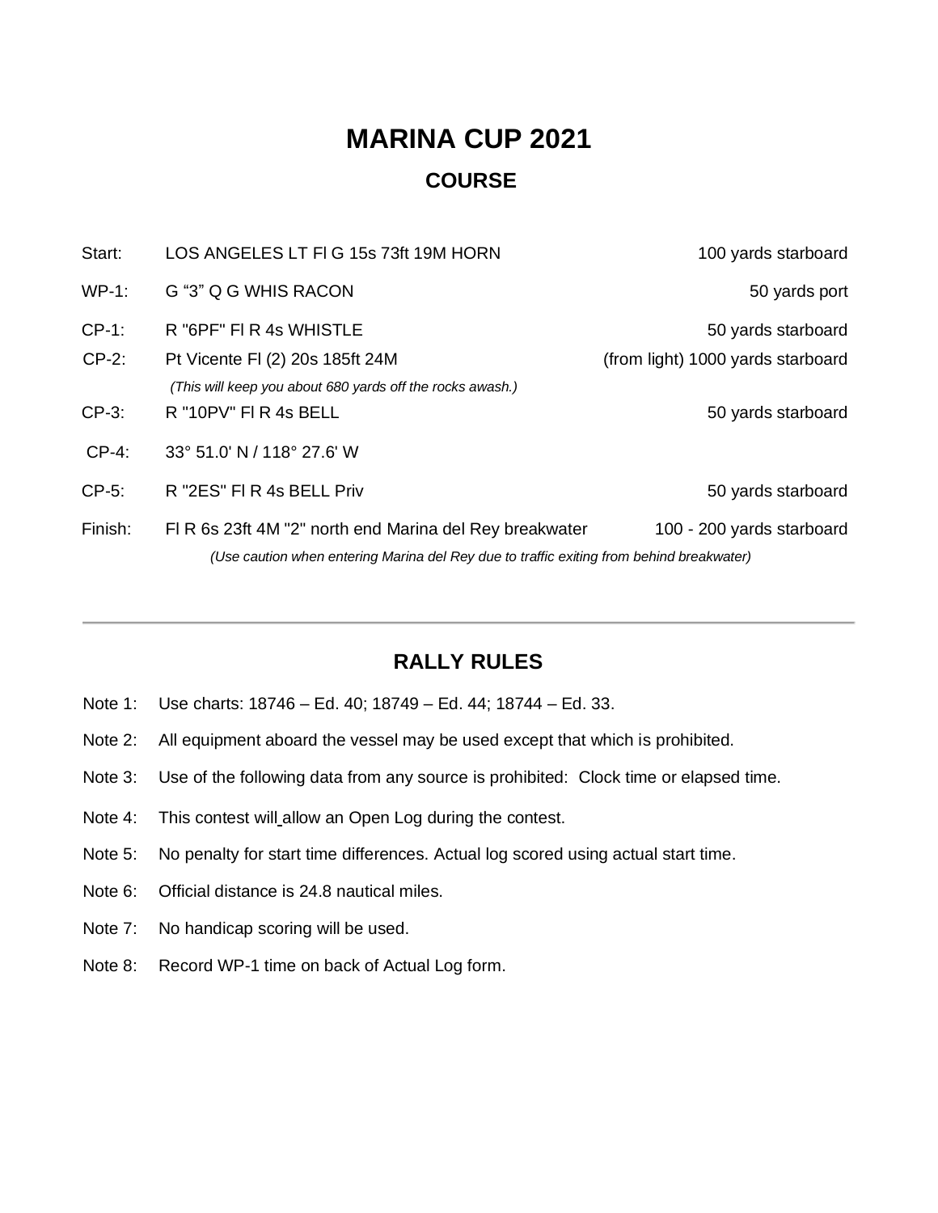# MARINA CUP 2021

## COURSE

| | | |
|---|---|---|
| Start: | LOS ANGELES LT Fl G 15s 73ft 19M HORN | 100 yards starboard |
| WP-1: | G "3" Q G WHIS RACON | 50 yards port |
| CP-1: | R "6PF" Fl R 4s WHISTLE | 50 yards starboard |
| CP-2: | Pt Vicente Fl (2) 20s 185ft 24M<br>*(This will keep you about 680 yards off the rocks awash.)* | (from light) 1000 yards starboard |
| CP-3: | R "10PV" Fl R 4s BELL | 50 yards starboard |
| CP-4: | 33° 51.0' N / 118° 27.6' W | |
| CP-5: | R "2ES" Fl R 4s BELL Priv | 50 yards starboard |
| Finish: | Fl R 6s 23ft 4M "2" north end Marina del Rey breakwater | 100 - 200 yards starboard |

*(Use caution when entering Marina del Rey due to traffic exiting from behind breakwater)*

---

## RALLY RULES

Note 1: Use charts: 18746 – Ed. 40; 18749 – Ed. 44; 18744 – Ed. 33.

Note 2: All equipment aboard the vessel may be used except that which is prohibited.

Note 3: Use of the following data from any source is prohibited: Clock time or elapsed time.

Note 4: This contest will allow an Open Log during the contest.

Note 5: No penalty for start time differences. Actual log scored using actual start time.

Note 6: Official distance is 24.8 nautical miles.

Note 7: No handicap scoring will be used.

Note 8: Record WP-1 time on back of Actual Log form.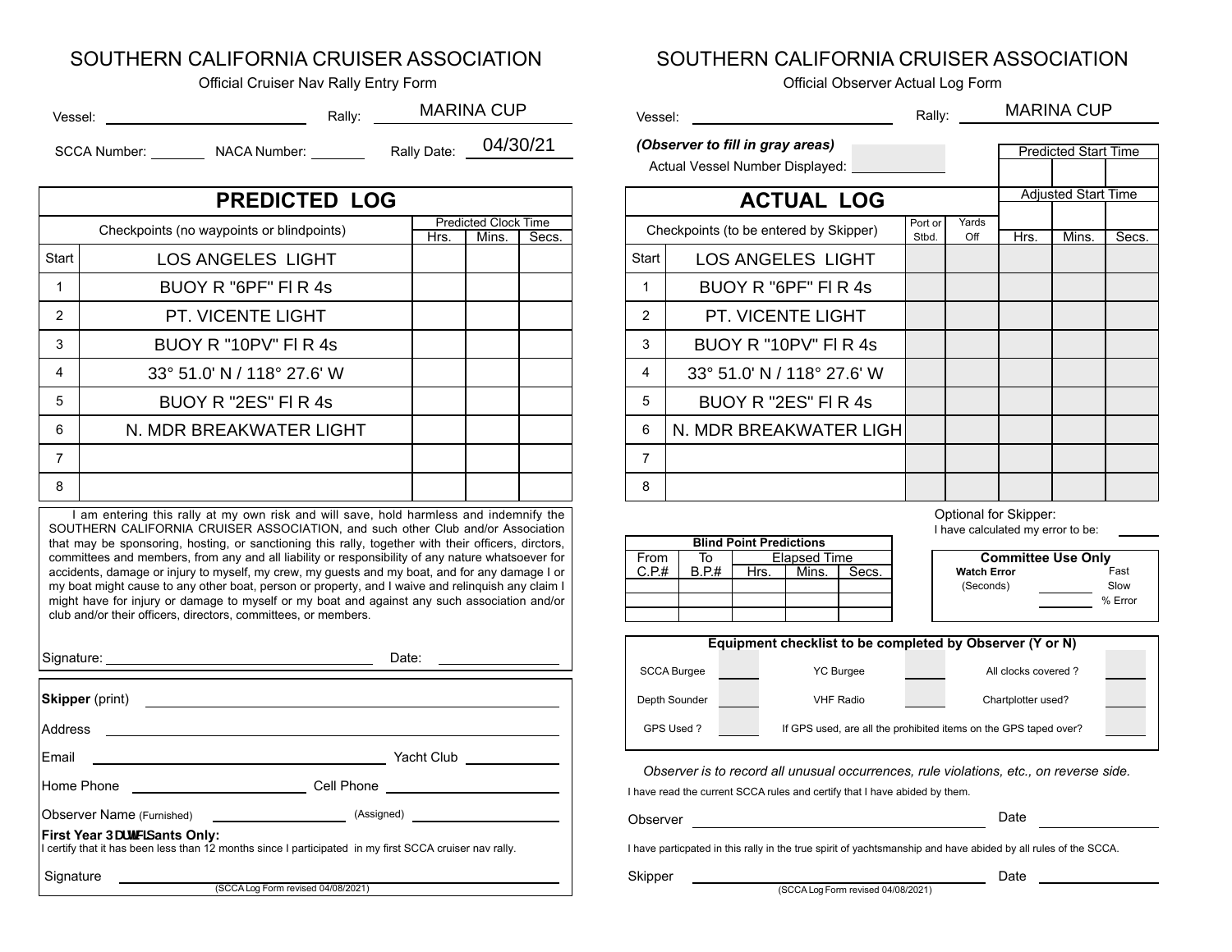# SOUTHERN CALIFORNIA CRUISER ASSOCIATION

Official Cruiser Nav Rally Entry Form

Vessel: ______________________ Rally: MARINA CUP

SCCA Number: ________ NACA Number: ________ Rally Date: 04/30/21

## PREDICTED LOG

| Checkpoints (no waypoints or blindpoints) | | Predicted Clock Time | | |
|---|---|---|---|---|
| | | Hrs. | Mins. | Secs. |
| Start | LOS ANGELES LIGHT | | | |
| 1 | BUOY R "6PF" Fl R 4s | | | |
| 2 | PT. VICENTE LIGHT | | | |
| 3 | BUOY R "10PV" Fl R 4s | | | |
| 4 | 33° 51.0' N / 118° 27.6' W | | | |
| 5 | BUOY R "2ES" Fl R 4s | | | |
| 6 | N. MDR BREAKWATER LIGHT | | | |
| 7 | | | | |
| 8 | | | | |

I am entering this rally at my own risk and will save, hold harmless and indemnify the SOUTHERN CALIFORNIA CRUISER ASSOCIATION, and such other Club and/or Association that may be sponsoring, hosting, or sanctioning this rally, together with their officers, dirctors, committees and members, from any and all liability or responsibility of any nature whatsoever for accidents, damage or injury to myself, my crew, my guests and my boat, and for any damage I or my boat might cause to any other boat, person or property, and I waive and relinquish any claim I might have for injury or damage to myself or my boat and against any such association and/or club and/or their officers, directors, committees, or members.

Signature: ______________________ Date: ____________

**Skipper** (print) ______________________

Address ______________________

Email ______________________ Yacht Club ____________

Home Phone ____________ Cell Phone ____________

Observer Name (Furnished) ____________ (Assigned) ____________

**First Year Participants Only:**
I certify that it has been less than 12 months since I participated in my first SCCA cruiser nav rally.

Signature ______________________

(SCCA Log Form revised 04/08/2021)

# SOUTHERN CALIFORNIA CRUISER ASSOCIATION

Official Observer Actual Log Form

Vessel: ______________________ Rally: MARINA CUP

*(Observer to fill in gray areas)*

Actual Vessel Number Displayed: ____________

| Predicted Start Time | | |
|---|---|---|
| | | |

| Adjusted Start Time | | |
|---|---|---|
| | | |

## ACTUAL LOG

| Checkpoints (to be entered by Skipper) | | Port or Stbd. | Yards Off | Hrs. | Mins. | Secs. |
|---|---|---|---|---|---|---|
| Start | LOS ANGELES LIGHT | | | | | |
| 1 | BUOY R "6PF" Fl R 4s | | | | | |
| 2 | PT. VICENTE LIGHT | | | | | |
| 3 | BUOY R "10PV" Fl R 4s | | | | | |
| 4 | 33° 51.0' N / 118° 27.6' W | | | | | |
| 5 | BUOY R "2ES" Fl R 4s | | | | | |
| 6 | N. MDR BREAKWATER LIGH | | | | | |
| 7 | | | | | | |
| 8 | | | | | | |

Optional for Skipper:
I have calculated my error to be: ________

**Blind Point Predictions**

| From C.P.# | To B.P.# | Elapsed Time | | |
|---|---|---|---|---|
| | | Hrs. | Mins. | Secs. |
| | | | | |
| | | | | |
| | | | | |

**Committee Use Only**

**Watch Error** (Seconds) ________ Fast
________ Slow
________ % Error

**Equipment checklist to be completed by Observer (Y or N)**

| | | | | | |
|---|---|---|---|---|---|
| SCCA Burgee | | YC Burgee | | All clocks covered ? | |
| Depth Sounder | | VHF Radio | | Chartplotter used? | |
| GPS Used ? | | If GPS used, are all the prohibited items on the GPS taped over? | | | |

*Observer is to record all unusual occurrences, rule violations, etc., on reverse side.*

I have read the current SCCA rules and certify that I have abided by them.

Observer ______________________ Date ____________

I have particpated in this rally in the true spirit of yachtsmanship and have abided by all rules of the SCCA.

Skipper ______________________ Date ____________

(SCCA Log Form revised 04/08/2021)